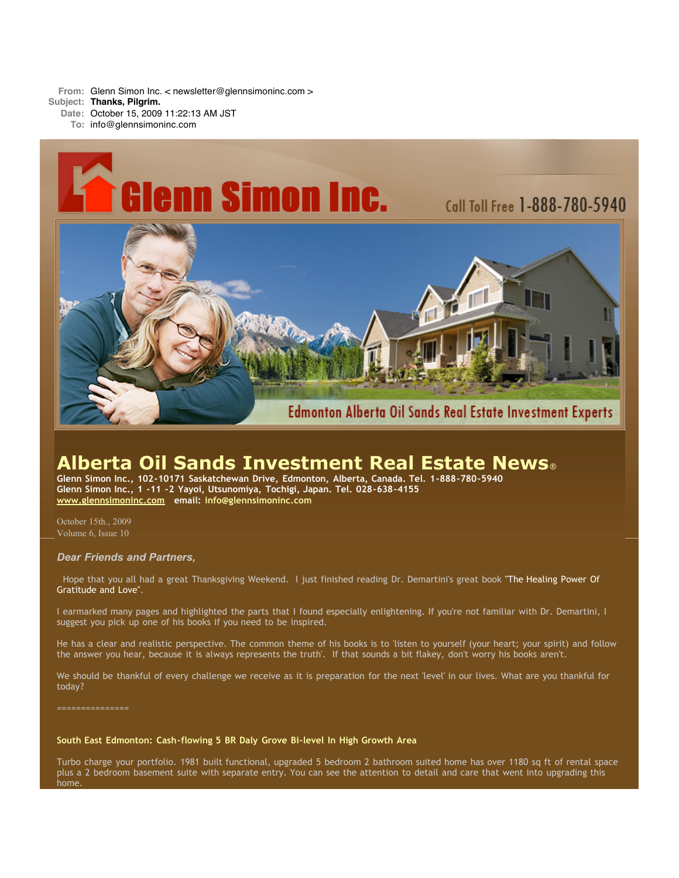**From:** Glenn Simon Inc. < newsletter@glennsimoninc.com >
**Subject:** **Thanks, Pilgrim.**
**Date:** October 15, 2009 11:22:13 AM JST
**To:** info@glennsimoninc.com

Glenn Simon Inc. Call Toll Free 1-888-780-5940

Edmonton Alberta Oil Sands Real Estate Investment Experts

# Alberta Oil Sands Investment Real Estate News®

**Glenn Simon Inc., 102-10171 Saskatchewan Drive, Edmonton, Alberta, Canada. Tel. 1-888-780-5940**
**Glenn Simon Inc., 1 -11 -2 Yayoi, Utsunomiya, Tochigi, Japan. Tel. 028-638-4155**
**www.glennsimoninc.com email: info@glennsimoninc.com**

October 15th., 2009
Volume 6, Issue 10

### *Dear Friends and Partners,*

Hope that you all had a great Thanksgiving Weekend. I just finished reading Dr. Demartini's great book "The Healing Power Of Gratitude and Love".

I earmarked many pages and highlighted the parts that I found especially enlightening. If you're not familiar with Dr. Demartini, I suggest you pick up one of his books if you need to be inspired.

He has a clear and realistic perspective. The common theme of his books is to 'listen to yourself (your heart; your spirit) and follow the answer you hear, because it is always represents the truth'. If that sounds a bit flakey, don't worry his books aren't.

We should be thankful of every challenge we receive as it is preparation for the next 'level' in our lives. What are you thankful for today?

===============

**South East Edmonton: Cash-flowing 5 BR Daly Grove Bi-level In High Growth Area**

Turbo charge your portfolio. 1981 built functional, upgraded 5 bedroom 2 bathroom suited home has over 1180 sq ft of rental space plus a 2 bedroom basement suite with separate entry. You can see the attention to detail and care that went into upgrading this home.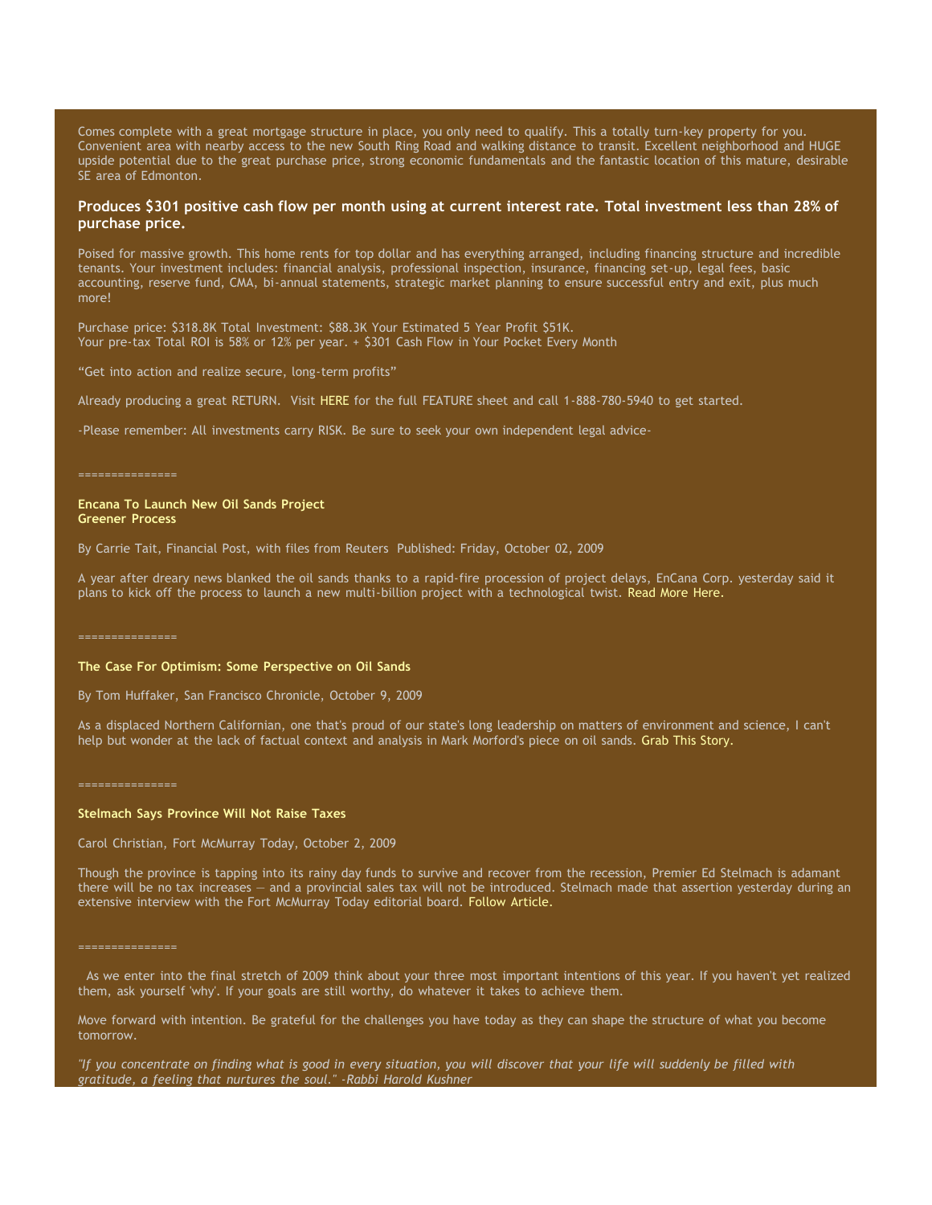Comes complete with a great mortgage structure in place, you only need to qualify. This a totally turn-key property for you. Convenient area with nearby access to the new South Ring Road and walking distance to transit. Excellent neighborhood and HUGE upside potential due to the great purchase price, strong economic fundamentals and the fantastic location of this mature, desirable SE area of Edmonton.

**Produces $301 positive cash flow per month using at current interest rate. Total investment less than 28% of purchase price.**

Poised for massive growth. This home rents for top dollar and has everything arranged, including financing structure and incredible tenants. Your investment includes: financial analysis, professional inspection, insurance, financing set-up, legal fees, basic accounting, reserve fund, CMA, bi-annual statements, strategic market planning to ensure successful entry and exit, plus much more!

Purchase price: $318.8K Total Investment: $88.3K Your Estimated 5 Year Profit $51K.
Your pre-tax Total ROI is 58% or 12% per year. + $301 Cash Flow in Your Pocket Every Month

“Get into action and realize secure, long-term profits”

Already producing a great RETURN. Visit HERE for the full FEATURE sheet and call 1-888-780-5940 to get started.

-Please remember: All investments carry RISK. Be sure to seek your own independent legal advice-

===============

**Encana To Launch New Oil Sands Project**
**Greener Process**

By Carrie Tait, Financial Post, with files from Reuters Published: Friday, October 02, 2009

A year after dreary news blanked the oil sands thanks to a rapid-fire procession of project delays, EnCana Corp. yesterday said it plans to kick off the process to launch a new multi-billion project with a technological twist. Read More Here.

===============

**The Case For Optimism: Some Perspective on Oil Sands**

By Tom Huffaker, San Francisco Chronicle, October 9, 2009

As a displaced Northern Californian, one that's proud of our state's long leadership on matters of environment and science, I can't help but wonder at the lack of factual context and analysis in Mark Morford's piece on oil sands. Grab This Story.

===============

**Stelmach Says Province Will Not Raise Taxes**

Carol Christian, Fort McMurray Today, October 2, 2009

Though the province is tapping into its rainy day funds to survive and recover from the recession, Premier Ed Stelmach is adamant there will be no tax increases — and a provincial sales tax will not be introduced. Stelmach made that assertion yesterday during an extensive interview with the Fort McMurray Today editorial board. Follow Article.

===============

As we enter into the final stretch of 2009 think about your three most important intentions of this year. If you haven't yet realized them, ask yourself 'why'. If your goals are still worthy, do whatever it takes to achieve them.

Move forward with intention. Be grateful for the challenges you have today as they can shape the structure of what you become tomorrow.

*"If you concentrate on finding what is good in every situation, you will discover that your life will suddenly be filled with gratitude, a feeling that nurtures the soul." -Rabbi Harold Kushner*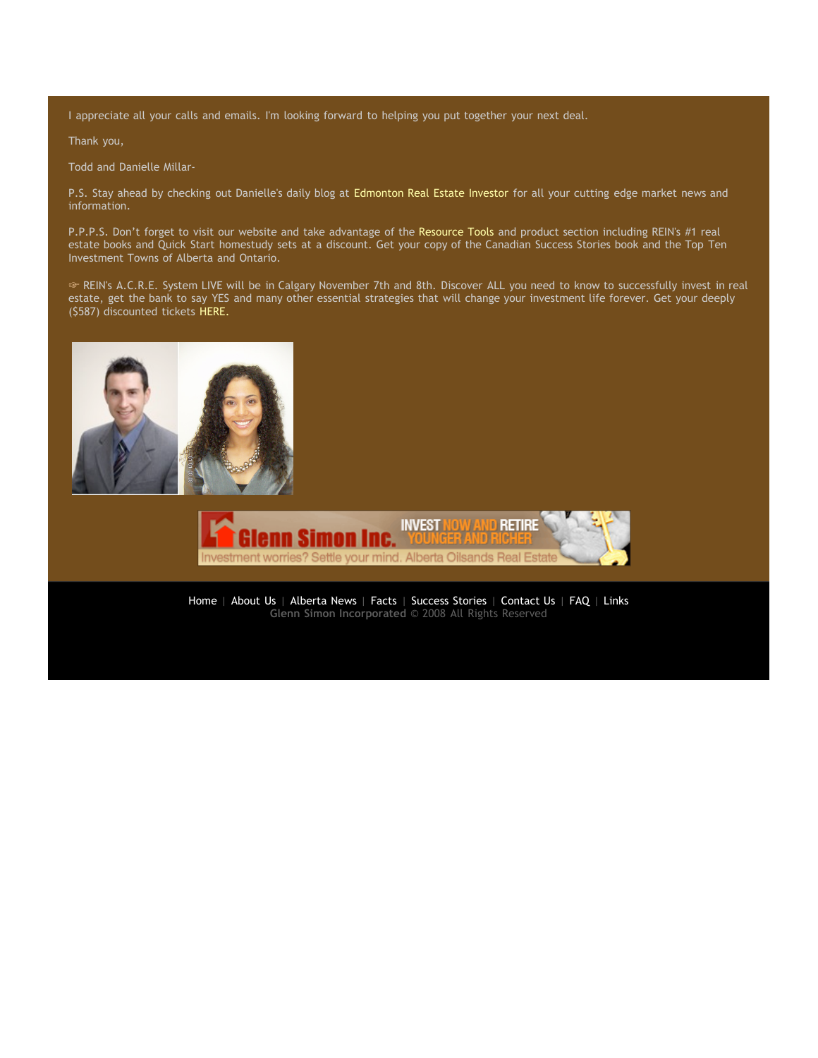I appreciate all your calls and emails. I'm looking forward to helping you put together your next deal.

Thank you,

Todd and Danielle Millar-

P.S. Stay ahead by checking out Danielle's daily blog at Edmonton Real Estate Investor for all your cutting edge market news and information.

P.P.P.S. Don't forget to visit our website and take advantage of the Resource Tools and product section including REIN's #1 real estate books and Quick Start homestudy sets at a discount. Get your copy of the Canadian Success Stories book and the Top Ten Investment Towns of Alberta and Ontario.

☞ REIN's A.C.R.E. System LIVE will be in Calgary November 7th and 8th. Discover ALL you need to know to successfully invest in real estate, get the bank to say YES and many other essential strategies that will change your investment life forever. Get your deeply ($587) discounted tickets HERE.

Home | About Us | Alberta News | Facts | Success Stories | Contact Us | FAQ | Links

**Glenn Simon Incorporated** © 2008 All Rights Reserved